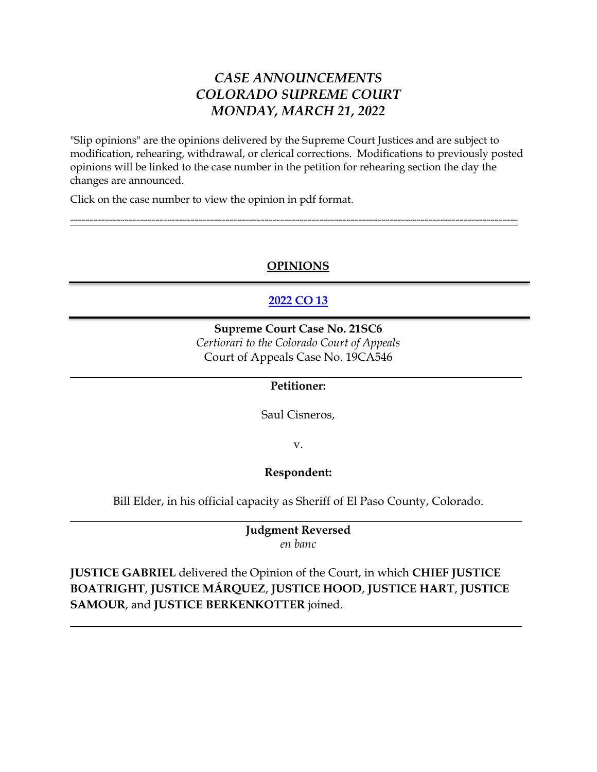# *CASE ANNOUNCEMENTS*
# *COLORADO SUPREME COURT*
# *MONDAY, MARCH 21, 2022*

"Slip opinions" are the opinions delivered by the Supreme Court Justices and are subject to modification, rehearing, withdrawal, or clerical corrections. Modifications to previously posted opinions will be linked to the case number in the petition for rehearing section the day the changes are announced.

Click on the case number to view the opinion in pdf format.

---

## OPINIONS

---

## 2022 CO 13

---

**Supreme Court Case No. 21SC6**
*Certiorari to the Colorado Court of Appeals*
Court of Appeals Case No. 19CA546

---

**Petitioner:**

Saul Cisneros,

v.

**Respondent:**

Bill Elder, in his official capacity as Sheriff of El Paso County, Colorado.

---

**Judgment Reversed**
*en banc*

**JUSTICE GABRIEL** delivered the Opinion of the Court, in which **CHIEF JUSTICE BOATRIGHT**, **JUSTICE MÁRQUEZ**, **JUSTICE HOOD**, **JUSTICE HART**, **JUSTICE SAMOUR**, and **JUSTICE BERKENKOTTER** joined.

---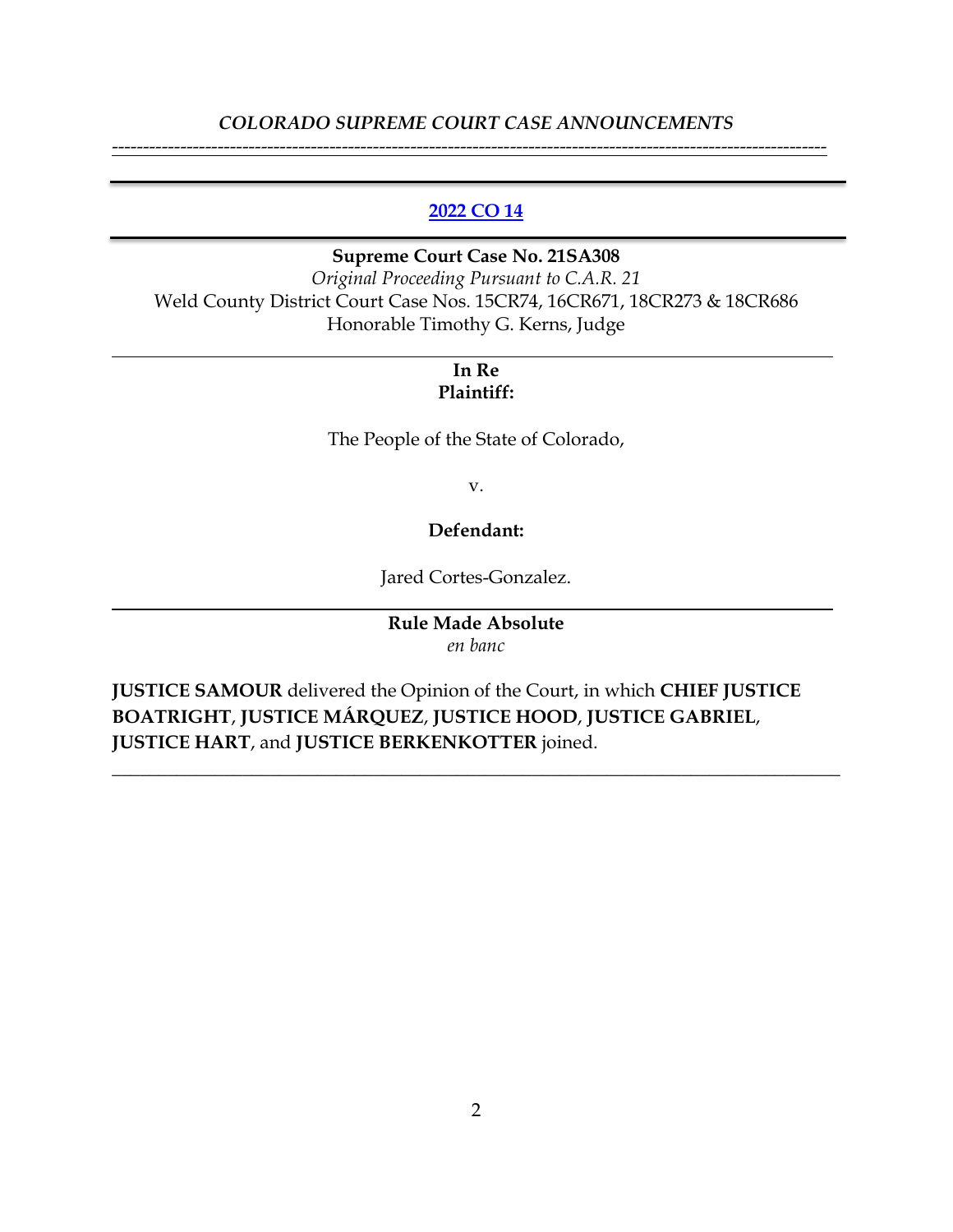*COLORADO SUPREME COURT CASE ANNOUNCEMENTS*

---

**2022 CO 14**

---

**Supreme Court Case No. 21SA308**
*Original Proceeding Pursuant to C.A.R. 21*
Weld County District Court Case Nos. 15CR74, 16CR671, 18CR273 & 18CR686
Honorable Timothy G. Kerns, Judge

---

**In Re**
**Plaintiff:**

The People of the State of Colorado,

v.

**Defendant:**

Jared Cortes-Gonzalez.

---

**Rule Made Absolute**
*en banc*

**JUSTICE SAMOUR** delivered the Opinion of the Court, in which **CHIEF JUSTICE BOATRIGHT**, **JUSTICE MÁRQUEZ**, **JUSTICE HOOD**, **JUSTICE GABRIEL**, **JUSTICE HART**, and **JUSTICE BERKENKOTTER** joined.

---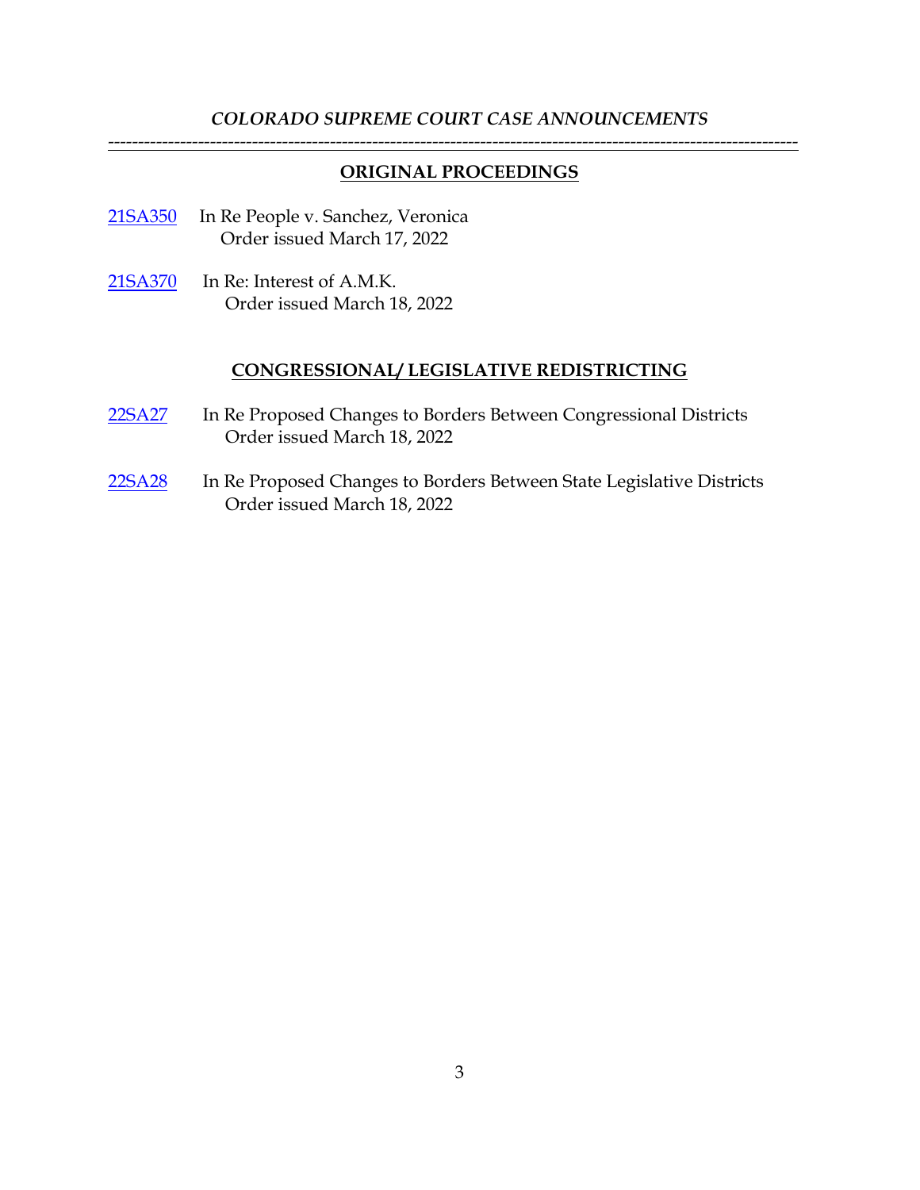*COLORADO SUPREME COURT CASE ANNOUNCEMENTS*

---

## ORIGINAL PROCEEDINGS

21SA350 In Re People v. Sanchez, Veronica
Order issued March 17, 2022

21SA370 In Re: Interest of A.M.K.
Order issued March 18, 2022

## CONGRESSIONAL/ LEGISLATIVE REDISTRICTING

22SA27 In Re Proposed Changes to Borders Between Congressional Districts
Order issued March 18, 2022

22SA28 In Re Proposed Changes to Borders Between State Legislative Districts
Order issued March 18, 2022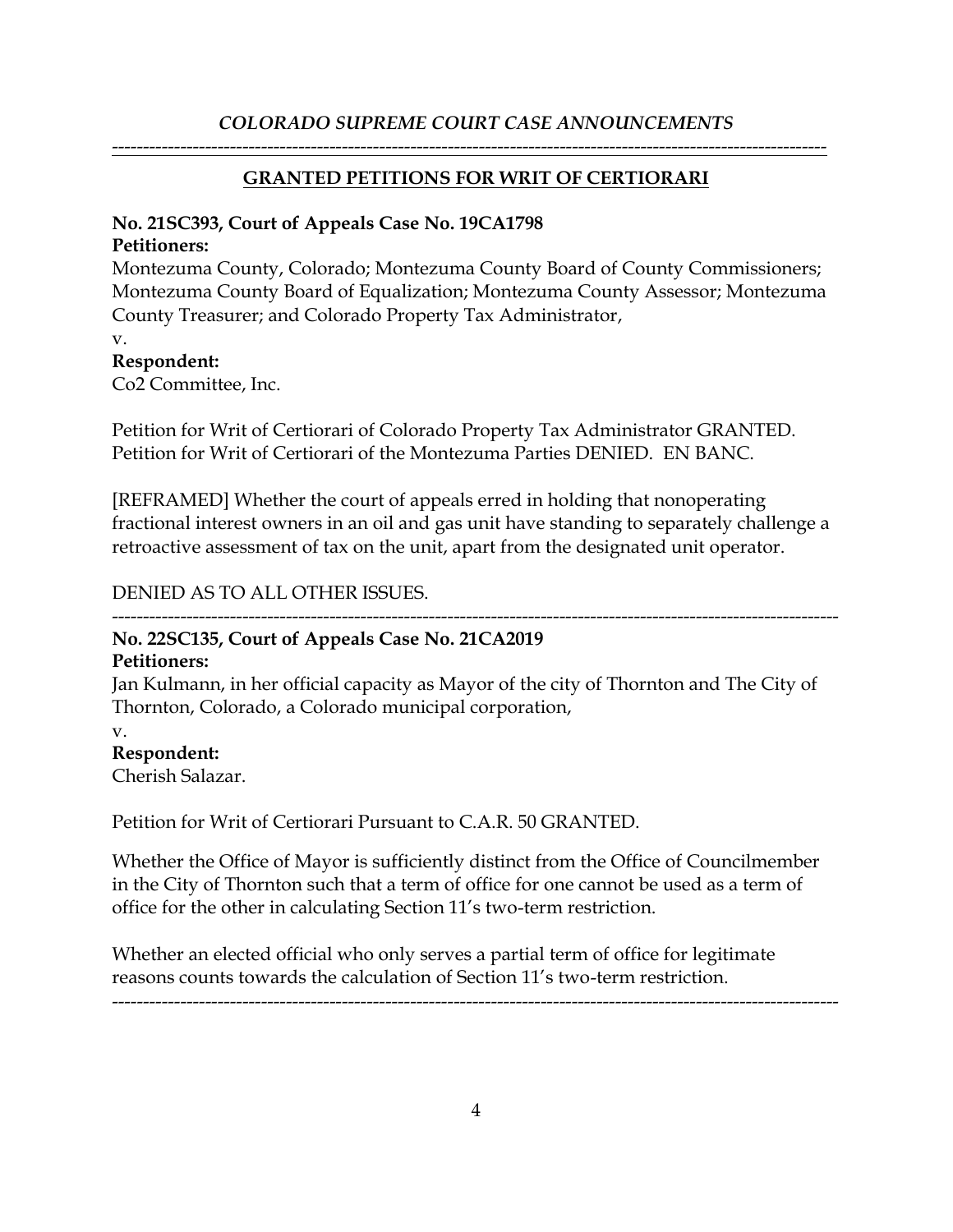*COLORADO SUPREME COURT CASE ANNOUNCEMENTS*

---

## GRANTED PETITIONS FOR WRIT OF CERTIORARI

**No. 21SC393, Court of Appeals Case No. 19CA1798**
**Petitioners:**
Montezuma County, Colorado; Montezuma County Board of County Commissioners; Montezuma County Board of Equalization; Montezuma County Assessor; Montezuma County Treasurer; and Colorado Property Tax Administrator,
v.
**Respondent:**
Co2 Committee, Inc.

Petition for Writ of Certiorari of Colorado Property Tax Administrator GRANTED. Petition for Writ of Certiorari of the Montezuma Parties DENIED. EN BANC.

[REFRAMED] Whether the court of appeals erred in holding that nonoperating fractional interest owners in an oil and gas unit have standing to separately challenge a retroactive assessment of tax on the unit, apart from the designated unit operator.

DENIED AS TO ALL OTHER ISSUES.

---

**No. 22SC135, Court of Appeals Case No. 21CA2019**
**Petitioners:**
Jan Kulmann, in her official capacity as Mayor of the city of Thornton and The City of Thornton, Colorado, a Colorado municipal corporation,
v.
**Respondent:**
Cherish Salazar.

Petition for Writ of Certiorari Pursuant to C.A.R. 50 GRANTED.

Whether the Office of Mayor is sufficiently distinct from the Office of Councilmember in the City of Thornton such that a term of office for one cannot be used as a term of office for the other in calculating Section 11's two-term restriction.

Whether an elected official who only serves a partial term of office for legitimate reasons counts towards the calculation of Section 11's two-term restriction.

---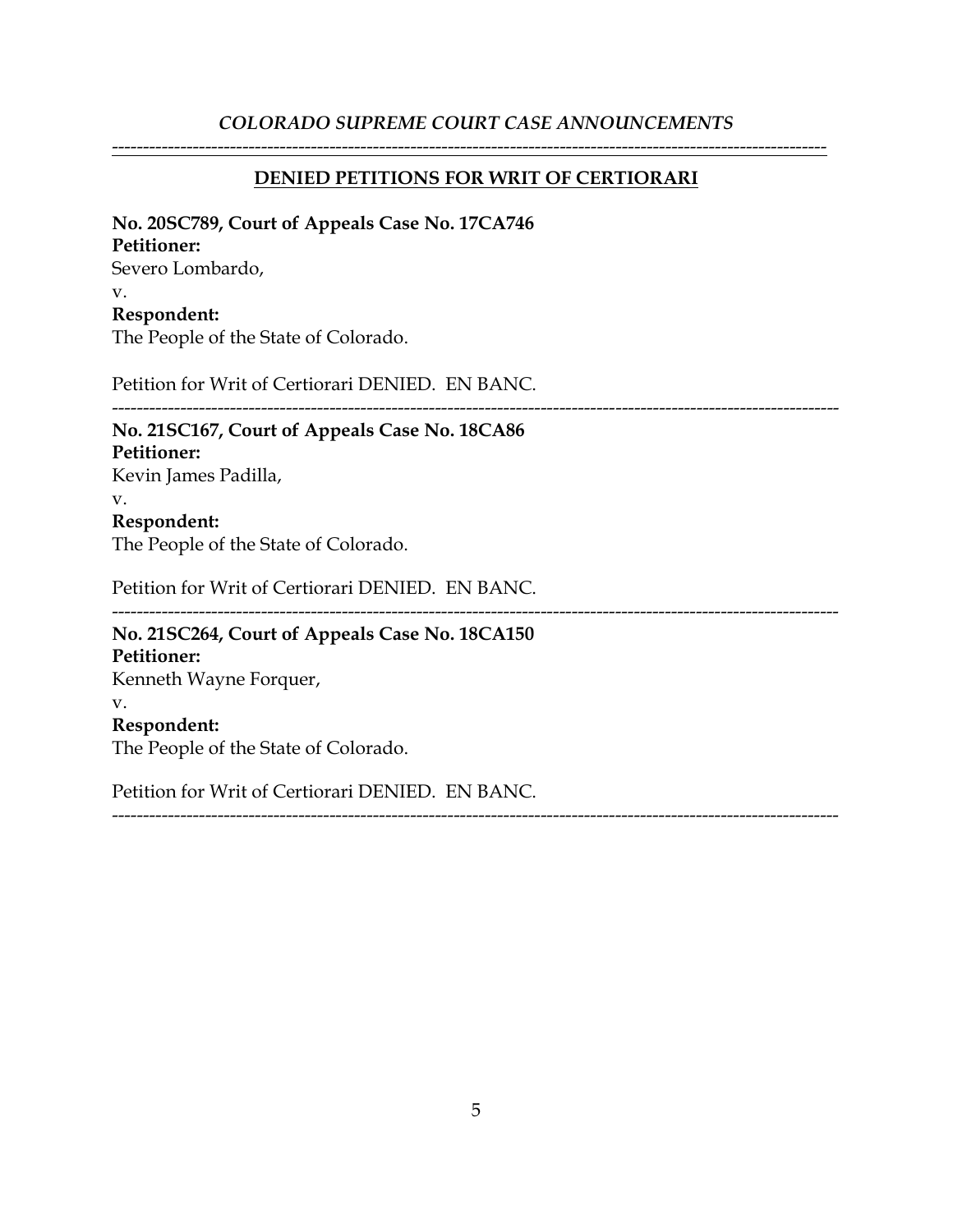*COLORADO SUPREME COURT CASE ANNOUNCEMENTS*

---

## DENIED PETITIONS FOR WRIT OF CERTIORARI

**No. 20SC789, Court of Appeals Case No. 17CA746**
**Petitioner:**
Severo Lombardo,
v.
**Respondent:**
The People of the State of Colorado.

Petition for Writ of Certiorari DENIED. EN BANC.

---

**No. 21SC167, Court of Appeals Case No. 18CA86**
**Petitioner:**
Kevin James Padilla,
v.
**Respondent:**
The People of the State of Colorado.

Petition for Writ of Certiorari DENIED. EN BANC.

---

**No. 21SC264, Court of Appeals Case No. 18CA150**
**Petitioner:**
Kenneth Wayne Forquer,
v.
**Respondent:**
The People of the State of Colorado.

Petition for Writ of Certiorari DENIED. EN BANC.

---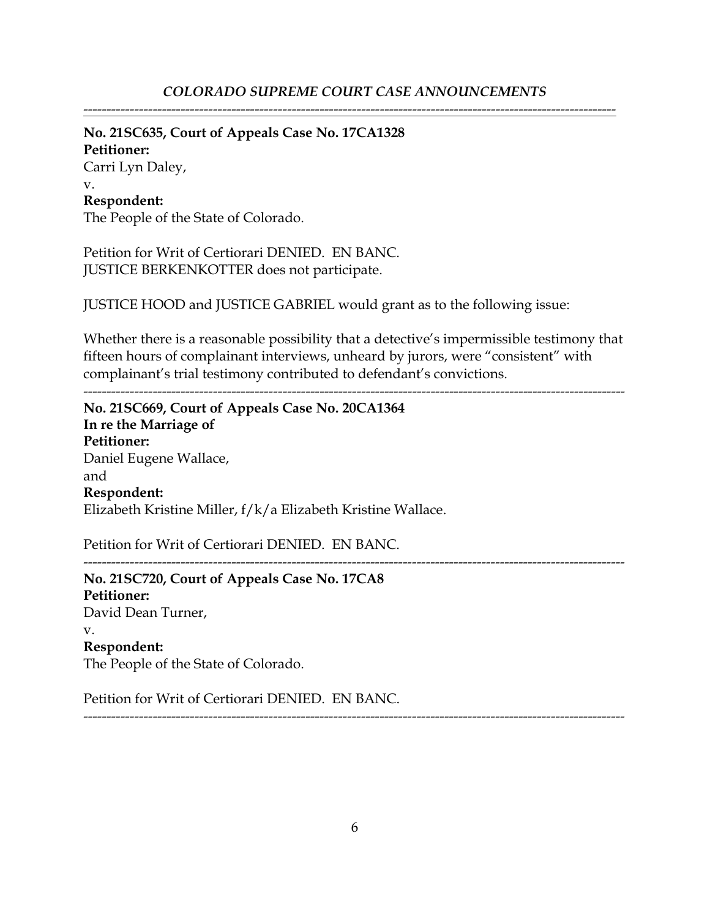**No. 21SC635, Court of Appeals Case No. 17CA1328**
**Petitioner:**
Carri Lyn Daley,
v.
**Respondent:**
The People of the State of Colorado.

Petition for Writ of Certiorari DENIED. EN BANC.
JUSTICE BERKENKOTTER does not participate.

JUSTICE HOOD and JUSTICE GABRIEL would grant as to the following issue:

Whether there is a reasonable possibility that a detective's impermissible testimony that fifteen hours of complainant interviews, unheard by jurors, were "consistent" with complainant's trial testimony contributed to defendant's convictions.

---

**No. 21SC669, Court of Appeals Case No. 20CA1364**
**In re the Marriage of**
**Petitioner:**
Daniel Eugene Wallace,
and
**Respondent:**
Elizabeth Kristine Miller, f/k/a Elizabeth Kristine Wallace.

Petition for Writ of Certiorari DENIED. EN BANC.

---

**No. 21SC720, Court of Appeals Case No. 17CA8**
**Petitioner:**
David Dean Turner,
v.
**Respondent:**
The People of the State of Colorado.

Petition for Writ of Certiorari DENIED. EN BANC.

---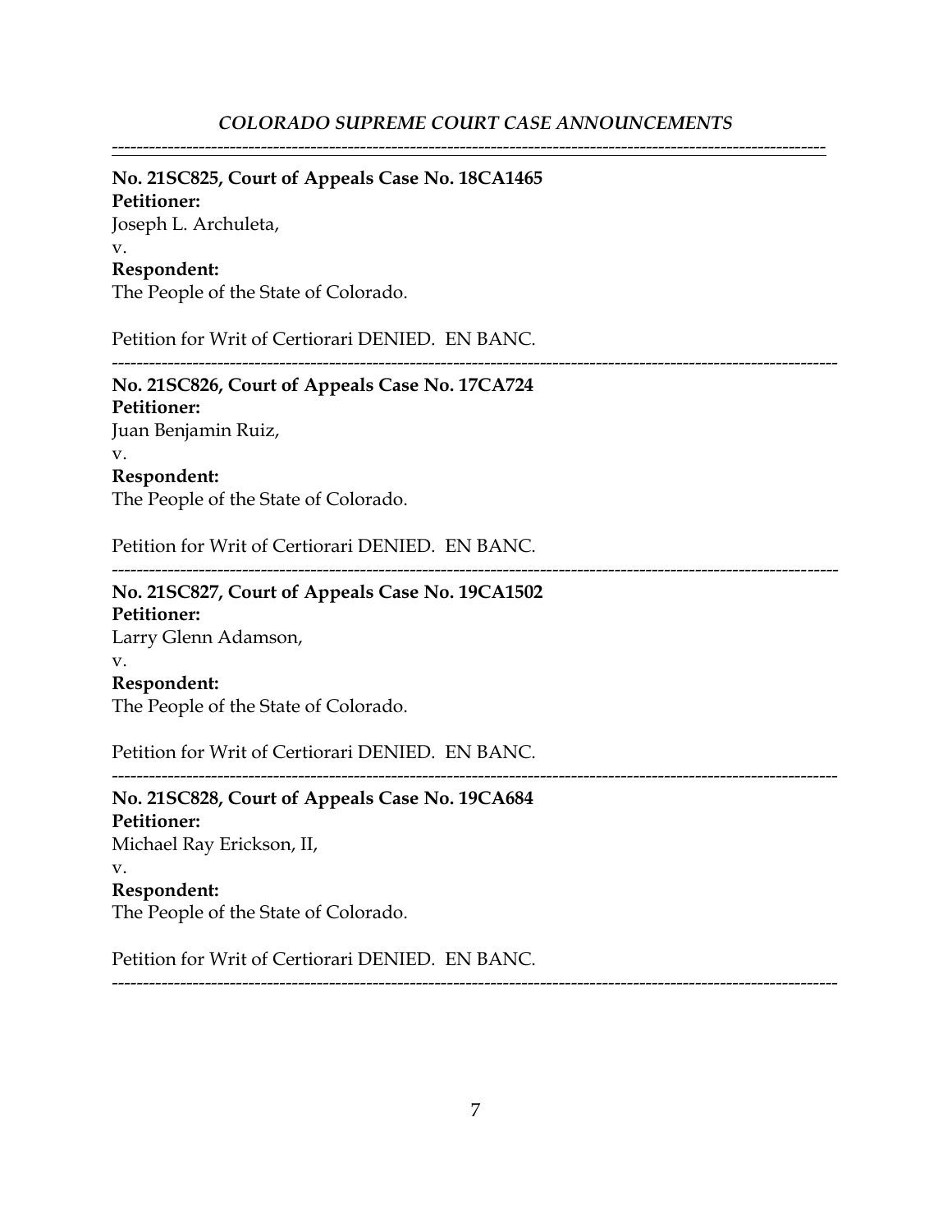---

**No. 21SC825, Court of Appeals Case No. 18CA1465**
**Petitioner:**
Joseph L. Archuleta,
v.
**Respondent:**
The People of the State of Colorado.

Petition for Writ of Certiorari DENIED. EN BANC.

---

**No. 21SC826, Court of Appeals Case No. 17CA724**
**Petitioner:**
Juan Benjamin Ruiz,
v.
**Respondent:**
The People of the State of Colorado.

Petition for Writ of Certiorari DENIED. EN BANC.

---

**No. 21SC827, Court of Appeals Case No. 19CA1502**
**Petitioner:**
Larry Glenn Adamson,
v.
**Respondent:**
The People of the State of Colorado.

Petition for Writ of Certiorari DENIED. EN BANC.

---

**No. 21SC828, Court of Appeals Case No. 19CA684**
**Petitioner:**
Michael Ray Erickson, II,
v.
**Respondent:**
The People of the State of Colorado.

Petition for Writ of Certiorari DENIED. EN BANC.

---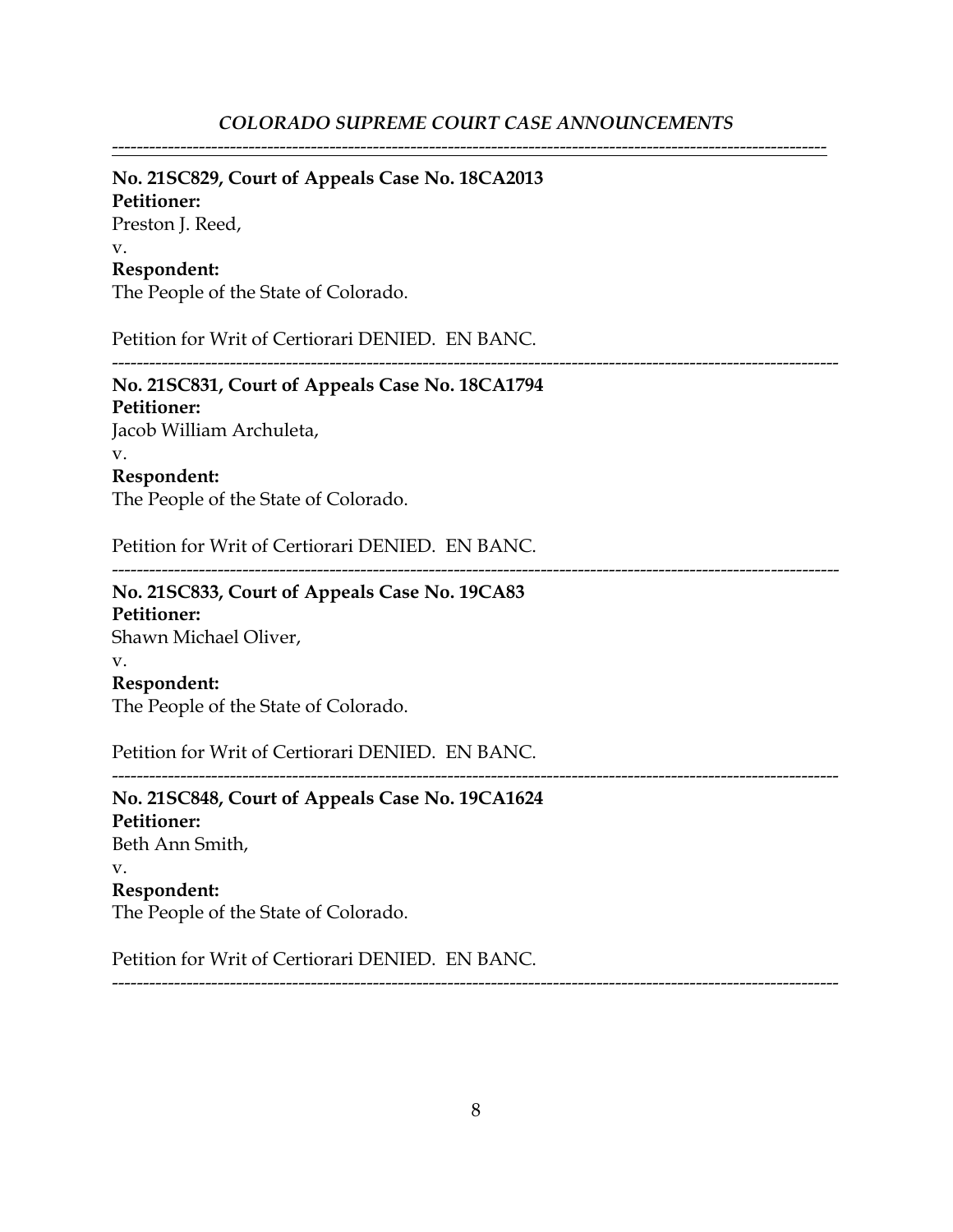**No. 21SC829, Court of Appeals Case No. 18CA2013**
**Petitioner:**
Preston J. Reed,
v.
**Respondent:**
The People of the State of Colorado.

Petition for Writ of Certiorari DENIED. EN BANC.

---

**No. 21SC831, Court of Appeals Case No. 18CA1794**
**Petitioner:**
Jacob William Archuleta,
v.
**Respondent:**
The People of the State of Colorado.

Petition for Writ of Certiorari DENIED. EN BANC.

---

**No. 21SC833, Court of Appeals Case No. 19CA83**
**Petitioner:**
Shawn Michael Oliver,
v.
**Respondent:**
The People of the State of Colorado.

Petition for Writ of Certiorari DENIED. EN BANC.

---

**No. 21SC848, Court of Appeals Case No. 19CA1624**
**Petitioner:**
Beth Ann Smith,
v.
**Respondent:**
The People of the State of Colorado.

Petition for Writ of Certiorari DENIED. EN BANC.

---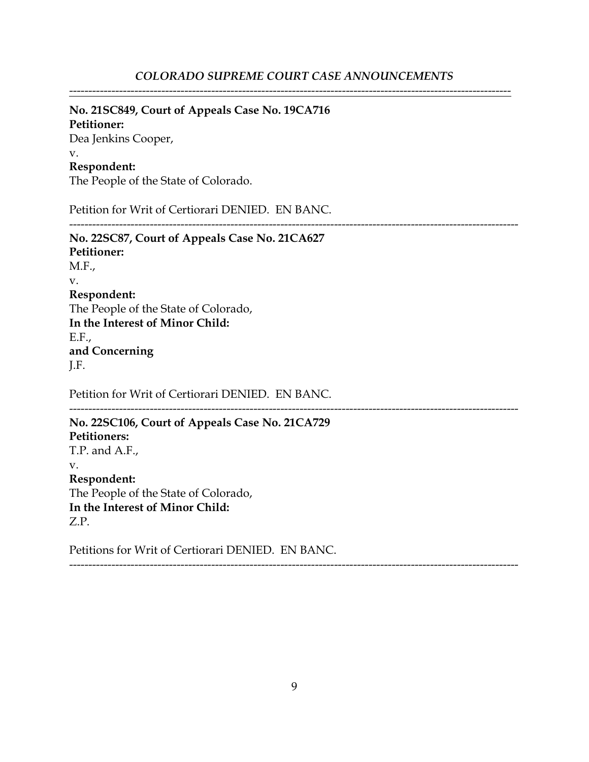---

**No. 21SC849, Court of Appeals Case No. 19CA716**
**Petitioner:**
Dea Jenkins Cooper,
v.
**Respondent:**
The People of the State of Colorado.

Petition for Writ of Certiorari DENIED. EN BANC.

---

**No. 22SC87, Court of Appeals Case No. 21CA627**
**Petitioner:**
M.F.,
v.
**Respondent:**
The People of the State of Colorado,
**In the Interest of Minor Child:**
E.F.,
**and Concerning**
J.F.

Petition for Writ of Certiorari DENIED. EN BANC.

---

**No. 22SC106, Court of Appeals Case No. 21CA729**
**Petitioners:**
T.P. and A.F.,
v.
**Respondent:**
The People of the State of Colorado,
**In the Interest of Minor Child:**
Z.P.

Petitions for Writ of Certiorari DENIED. EN BANC.

---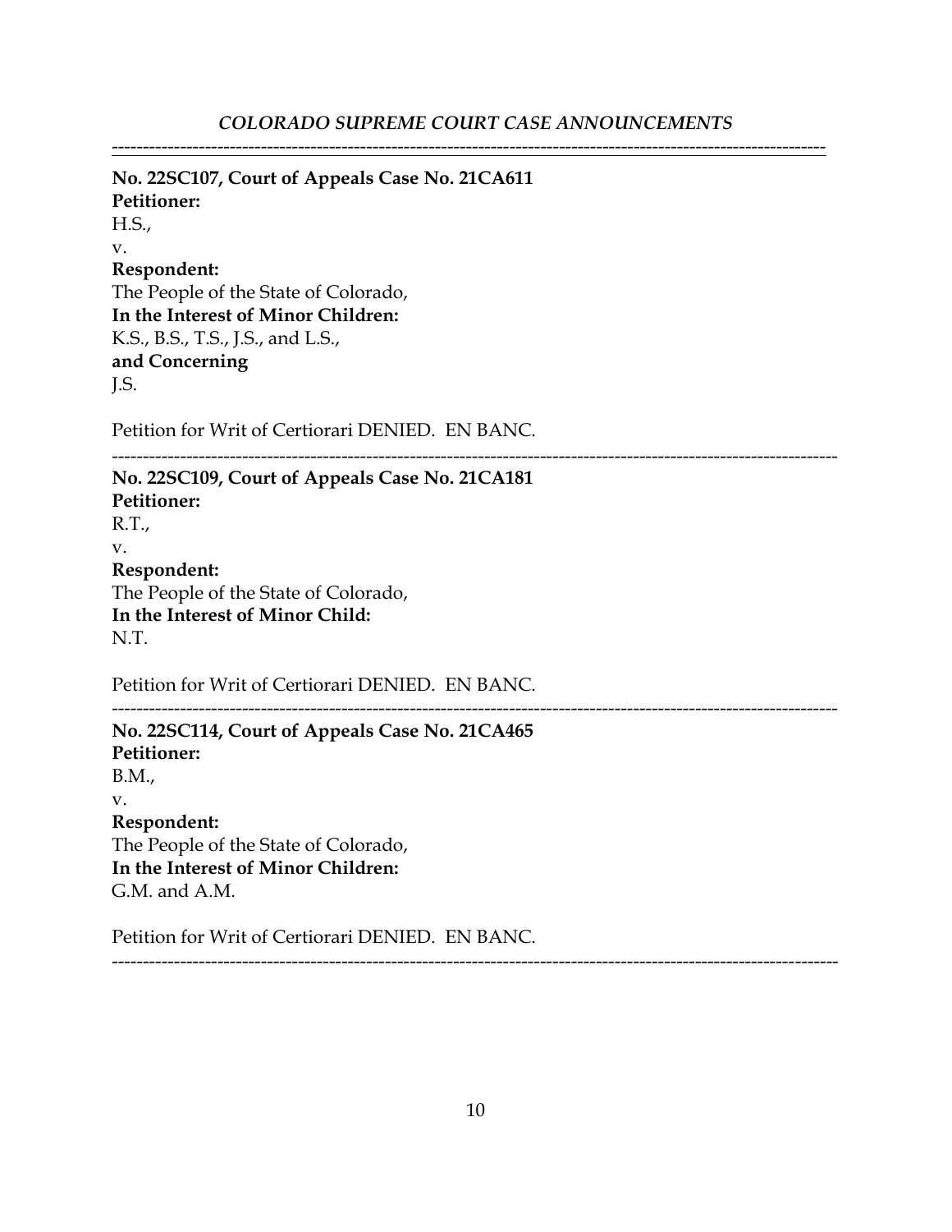**No. 22SC107, Court of Appeals Case No. 21CA611**
**Petitioner:**
H.S.,
v.
**Respondent:**
The People of the State of Colorado,
**In the Interest of Minor Children:**
K.S., B.S., T.S., J.S., and L.S.,
**and Concerning**
J.S.

Petition for Writ of Certiorari DENIED. EN BANC.

---

**No. 22SC109, Court of Appeals Case No. 21CA181**
**Petitioner:**
R.T.,
v.
**Respondent:**
The People of the State of Colorado,
**In the Interest of Minor Child:**
N.T.

Petition for Writ of Certiorari DENIED. EN BANC.

---

**No. 22SC114, Court of Appeals Case No. 21CA465**
**Petitioner:**
B.M.,
v.
**Respondent:**
The People of the State of Colorado,
**In the Interest of Minor Children:**
G.M. and A.M.

Petition for Writ of Certiorari DENIED. EN BANC.

---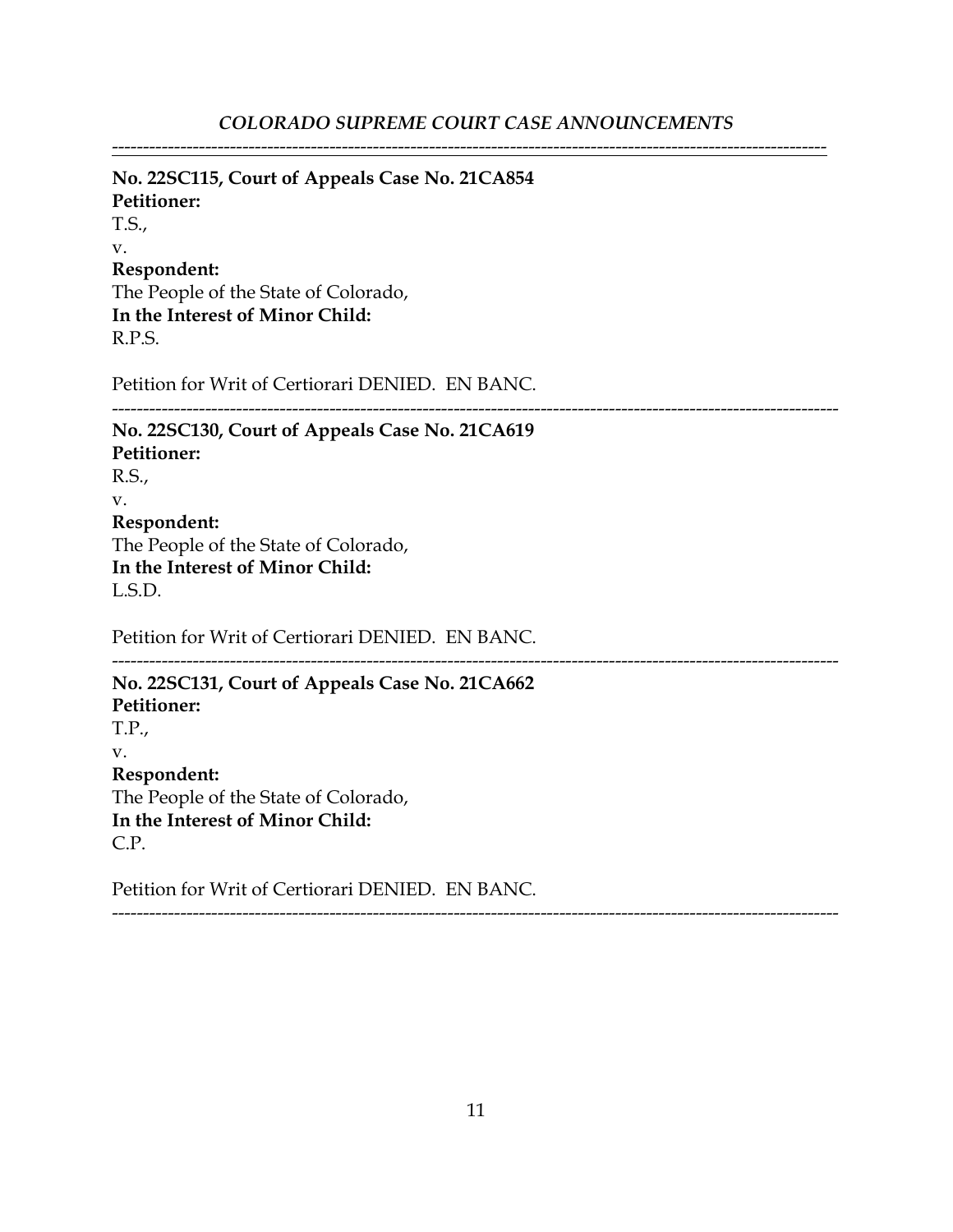---

**No. 22SC115, Court of Appeals Case No. 21CA854**
**Petitioner:**
T.S.,
v.
**Respondent:**
The People of the State of Colorado,
**In the Interest of Minor Child:**
R.P.S.

Petition for Writ of Certiorari DENIED. EN BANC.

---

**No. 22SC130, Court of Appeals Case No. 21CA619**
**Petitioner:**
R.S.,
v.
**Respondent:**
The People of the State of Colorado,
**In the Interest of Minor Child:**
L.S.D.

Petition for Writ of Certiorari DENIED. EN BANC.

---

**No. 22SC131, Court of Appeals Case No. 21CA662**
**Petitioner:**
T.P.,
v.
**Respondent:**
The People of the State of Colorado,
**In the Interest of Minor Child:**
C.P.

Petition for Writ of Certiorari DENIED. EN BANC.

---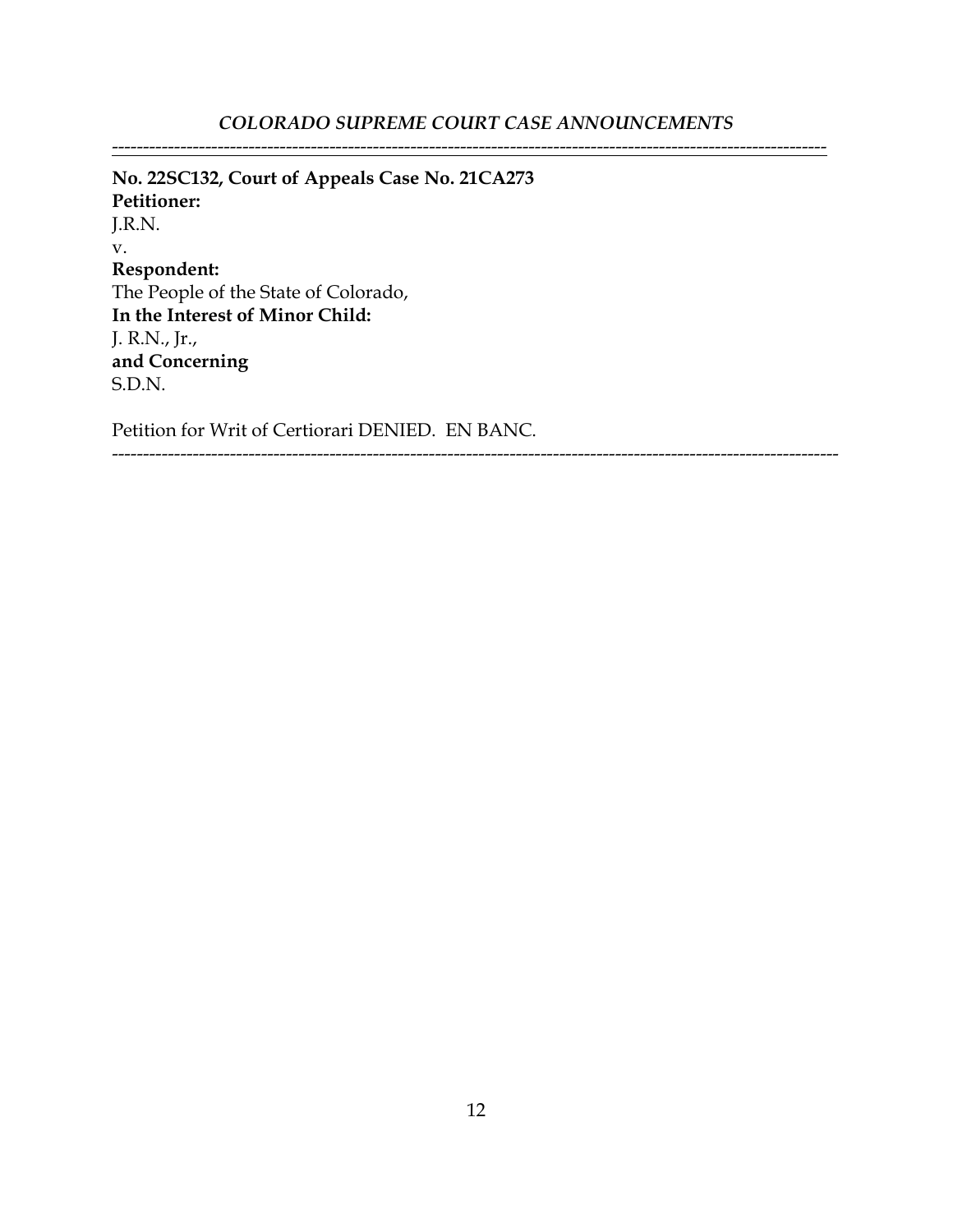*COLORADO SUPREME COURT CASE ANNOUNCEMENTS*

---

**No. 22SC132, Court of Appeals Case No. 21CA273**
**Petitioner:**
J.R.N.
v.
**Respondent:**
The People of the State of Colorado,
**In the Interest of Minor Child:**
J. R.N., Jr.,
**and Concerning**
S.D.N.

Petition for Writ of Certiorari DENIED. EN BANC.

---